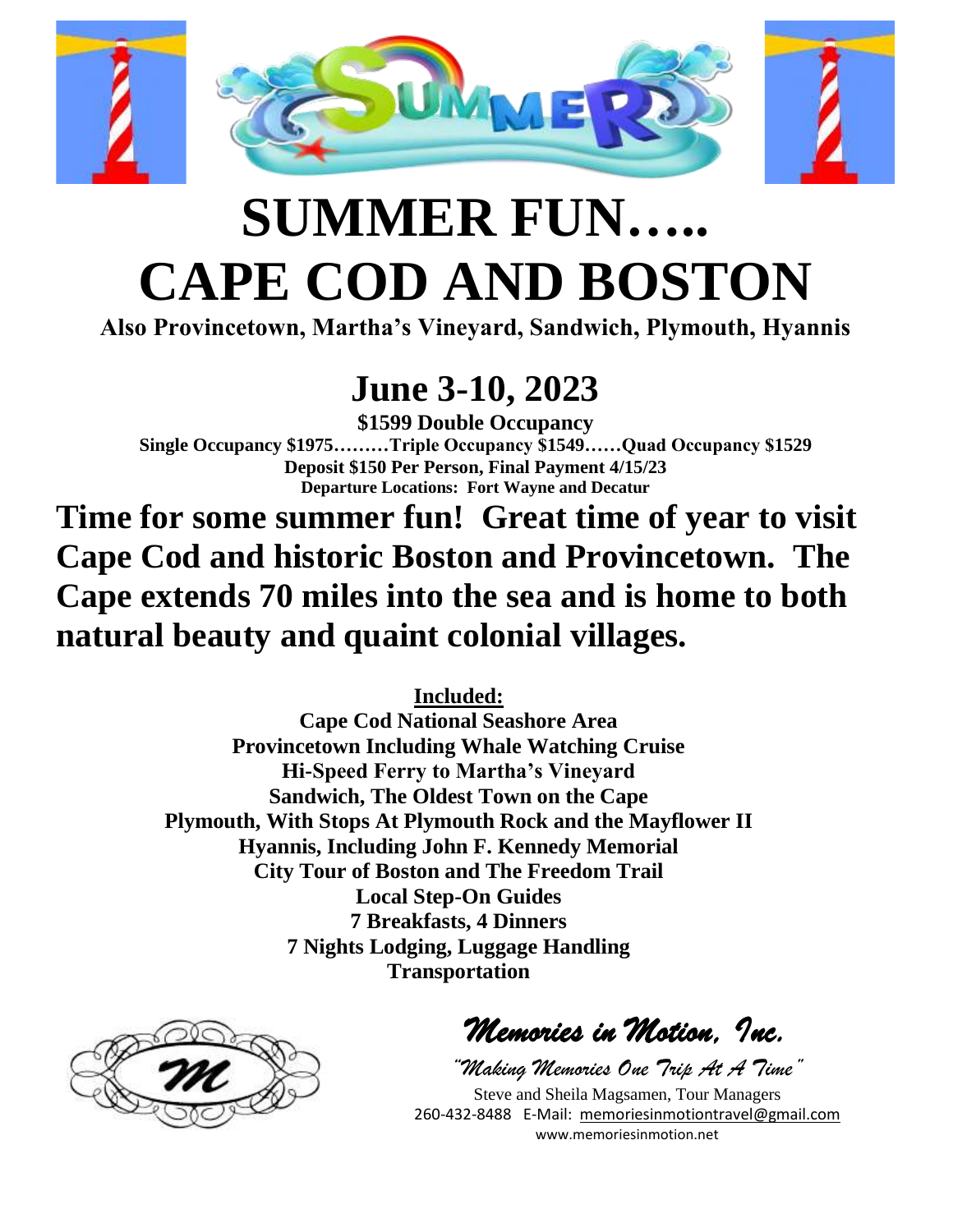# SUMMER FUN…..
# CAPE COD AND BOSTON

**Also Provincetown, Martha's Vineyard, Sandwich, Plymouth, Hyannis**

## June 3-10, 2023

**$1599 Double Occupancy**

**Single Occupancy $1975………Triple Occupancy $1549……Quad Occupancy $1529**

**Deposit $150 Per Person, Final Payment 4/15/23**

**Departure Locations: Fort Wayne and Decatur**

**Time for some summer fun! Great time of year to visit Cape Cod and historic Boston and Provincetown. The Cape extends 70 miles into the sea and is home to both natural beauty and quaint colonial villages.**

**Included:**

**Cape Cod National Seashore Area**
**Provincetown Including Whale Watching Cruise**
**Hi-Speed Ferry to Martha's Vineyard**
**Sandwich, The Oldest Town on the Cape**
**Plymouth, With Stops At Plymouth Rock and the Mayflower II**
**Hyannis, Including John F. Kennedy Memorial**
**City Tour of Boston and The Freedom Trail**
**Local Step-On Guides**
**7 Breakfasts, 4 Dinners**
**7 Nights Lodging, Luggage Handling**
**Transportation**

*Memories in Motion, Inc.*

*"Making Memories One Trip At A Time"*

Steve and Sheila Magsamen, Tour Managers

260-432-8488 E-Mail: memoriesinmotiontravel@gmail.com

www.memoriesinmotion.net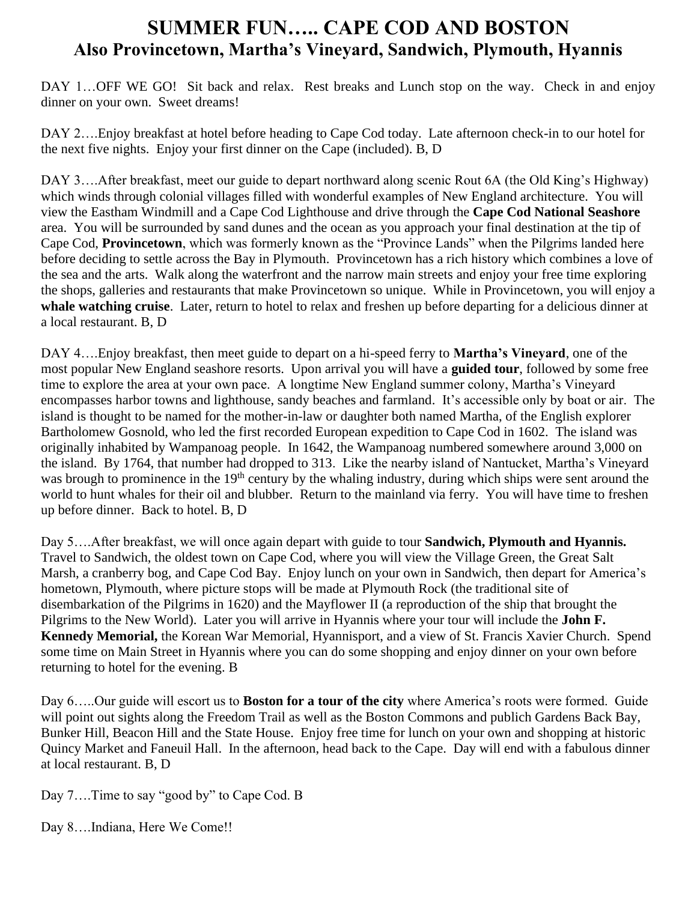# SUMMER FUN….. CAPE COD AND BOSTON

## Also Provincetown, Martha's Vineyard, Sandwich, Plymouth, Hyannis

DAY 1…OFF WE GO! Sit back and relax. Rest breaks and Lunch stop on the way. Check in and enjoy dinner on your own. Sweet dreams!

DAY 2….Enjoy breakfast at hotel before heading to Cape Cod today. Late afternoon check-in to our hotel for the next five nights. Enjoy your first dinner on the Cape (included). B, D

DAY 3….After breakfast, meet our guide to depart northward along scenic Rout 6A (the Old King's Highway) which winds through colonial villages filled with wonderful examples of New England architecture. You will view the Eastham Windmill and a Cape Cod Lighthouse and drive through the **Cape Cod National Seashore** area. You will be surrounded by sand dunes and the ocean as you approach your final destination at the tip of Cape Cod, **Provincetown**, which was formerly known as the "Province Lands" when the Pilgrims landed here before deciding to settle across the Bay in Plymouth. Provincetown has a rich history which combines a love of the sea and the arts. Walk along the waterfront and the narrow main streets and enjoy your free time exploring the shops, galleries and restaurants that make Provincetown so unique. While in Provincetown, you will enjoy a **whale watching cruise**. Later, return to hotel to relax and freshen up before departing for a delicious dinner at a local restaurant. B, D

DAY 4….Enjoy breakfast, then meet guide to depart on a hi-speed ferry to **Martha's Vineyard**, one of the most popular New England seashore resorts. Upon arrival you will have a **guided tour**, followed by some free time to explore the area at your own pace. A longtime New England summer colony, Martha's Vineyard encompasses harbor towns and lighthouse, sandy beaches and farmland. It's accessible only by boat or air. The island is thought to be named for the mother-in-law or daughter both named Martha, of the English explorer Bartholomew Gosnold, who led the first recorded European expedition to Cape Cod in 1602. The island was originally inhabited by Wampanoag people. In 1642, the Wampanoag numbered somewhere around 3,000 on the island. By 1764, that number had dropped to 313. Like the nearby island of Nantucket, Martha's Vineyard was brough to prominence in the 19th century by the whaling industry, during which ships were sent around the world to hunt whales for their oil and blubber. Return to the mainland via ferry. You will have time to freshen up before dinner. Back to hotel. B, D

Day 5….After breakfast, we will once again depart with guide to tour **Sandwich, Plymouth and Hyannis.** Travel to Sandwich, the oldest town on Cape Cod, where you will view the Village Green, the Great Salt Marsh, a cranberry bog, and Cape Cod Bay. Enjoy lunch on your own in Sandwich, then depart for America's hometown, Plymouth, where picture stops will be made at Plymouth Rock (the traditional site of disembarkation of the Pilgrims in 1620) and the Mayflower II (a reproduction of the ship that brought the Pilgrims to the New World). Later you will arrive in Hyannis where your tour will include the **John F. Kennedy Memorial,** the Korean War Memorial, Hyannisport, and a view of St. Francis Xavier Church. Spend some time on Main Street in Hyannis where you can do some shopping and enjoy dinner on your own before returning to hotel for the evening. B

Day 6…..Our guide will escort us to **Boston for a tour of the city** where America's roots were formed. Guide will point out sights along the Freedom Trail as well as the Boston Commons and publich Gardens Back Bay, Bunker Hill, Beacon Hill and the State House. Enjoy free time for lunch on your own and shopping at historic Quincy Market and Faneuil Hall. In the afternoon, head back to the Cape. Day will end with a fabulous dinner at local restaurant. B, D

Day 7….Time to say "good by" to Cape Cod. B

Day 8….Indiana, Here We Come!!